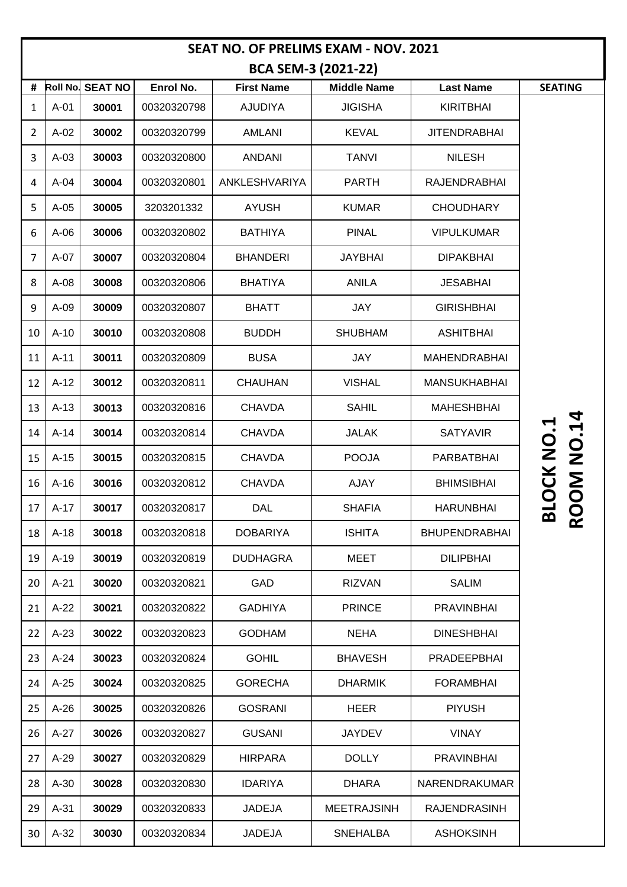# SEAT NO. OF PRELIMS EXAM - NOV. 2021

## BCA SEM-3 (2021-22)

| # | Roll No. | SEAT NO | Enrol No. | First Name | Middle Name | Last Name | SEATING |
|---|---|---|---|---|---|---|---|
| 1 | A-01 | **30001** | 00320320798 | AJUDIYA | JIGISHA | KIRITBHAI | **BLOCK NO.1 ROOM NO.14** |
| 2 | A-02 | **30002** | 00320320799 | AMLANI | KEVAL | JITENDRABHAI | |
| 3 | A-03 | **30003** | 00320320800 | ANDANI | TANVI | NILESH | |
| 4 | A-04 | **30004** | 00320320801 | ANKLESHVARIYA | PARTH | RAJENDRABHAI | |
| 5 | A-05 | **30005** | 3203201332 | AYUSH | KUMAR | CHOUDHARY | |
| 6 | A-06 | **30006** | 00320320802 | BATHIYA | PINAL | VIPULKUMAR | |
| 7 | A-07 | **30007** | 00320320804 | BHANDERI | JAYBHAI | DIPAKBHAI | |
| 8 | A-08 | **30008** | 00320320806 | BHATIYA | ANILA | JESABHAI | |
| 9 | A-09 | **30009** | 00320320807 | BHATT | JAY | GIRISHBHAI | |
| 10 | A-10 | **30010** | 00320320808 | BUDDH | SHUBHAM | ASHITBHAI | |
| 11 | A-11 | **30011** | 00320320809 | BUSA | JAY | MAHENDRABHAI | |
| 12 | A-12 | **30012** | 00320320811 | CHAUHAN | VISHAL | MANSUKHABHAI | |
| 13 | A-13 | **30013** | 00320320816 | CHAVDA | SAHIL | MAHESHBHAI | |
| 14 | A-14 | **30014** | 00320320814 | CHAVDA | JALAK | SATYAVIR | |
| 15 | A-15 | **30015** | 00320320815 | CHAVDA | POOJA | PARBATBHAI | |
| 16 | A-16 | **30016** | 00320320812 | CHAVDA | AJAY | BHIMSIBHAI | |
| 17 | A-17 | **30017** | 00320320817 | DAL | SHAFIA | HARUNBHAI | |
| 18 | A-18 | **30018** | 00320320818 | DOBARIYA | ISHITA | BHUPENDRABHAI | |
| 19 | A-19 | **30019** | 00320320819 | DUDHAGRA | MEET | DILIPBHAI | |
| 20 | A-21 | **30020** | 00320320821 | GAD | RIZVAN | SALIM | |
| 21 | A-22 | **30021** | 00320320822 | GADHIYA | PRINCE | PRAVINBHAI | |
| 22 | A-23 | **30022** | 00320320823 | GODHAM | NEHA | DINESHBHAI | |
| 23 | A-24 | **30023** | 00320320824 | GOHIL | BHAVESH | PRADEEPBHAI | |
| 24 | A-25 | **30024** | 00320320825 | GORECHA | DHARMIK | FORAMBHAI | |
| 25 | A-26 | **30025** | 00320320826 | GOSRANI | HEER | PIYUSH | |
| 26 | A-27 | **30026** | 00320320827 | GUSANI | JAYDEV | VINAY | |
| 27 | A-29 | **30027** | 00320320829 | HIRPARA | DOLLY | PRAVINBHAI | |
| 28 | A-30 | **30028** | 00320320830 | IDARIYA | DHARA | NARENDRAKUMAR | |
| 29 | A-31 | **30029** | 00320320833 | JADEJA | MEETRAJSINH | RAJENDRASINH | |
| 30 | A-32 | **30030** | 00320320834 | JADEJA | SNEHALBA | ASHOKSINH | |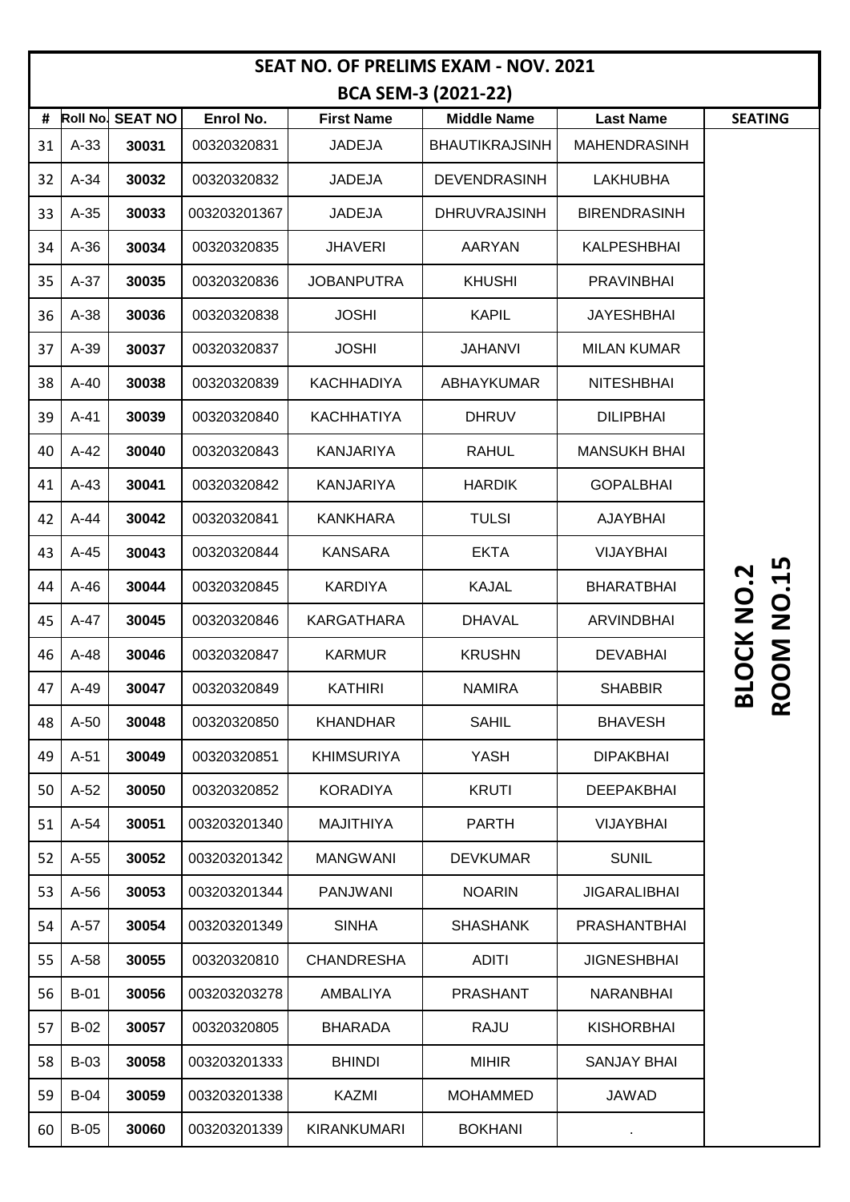# SEAT NO. OF PRELIMS EXAM - NOV. 2021

## BCA SEM-3 (2021-22)

| # | Roll No. | SEAT NO | Enrol No. | First Name | Middle Name | Last Name | SEATING |
|---|---|---|---|---|---|---|---|
| 31 | A-33 | **30031** | 00320320831 | JADEJA | BHAUTIKRAJSINH | MAHENDRASINH | |
| 32 | A-34 | **30032** | 00320320832 | JADEJA | DEVENDRASINH | LAKHUBHA | |
| 33 | A-35 | **30033** | 003203201367 | JADEJA | DHRUVRAJSINH | BIRENDRASINH | |
| 34 | A-36 | **30034** | 00320320835 | JHAVERI | AARYAN | KALPESHBHAI | |
| 35 | A-37 | **30035** | 00320320836 | JOBANPUTRA | KHUSHI | PRAVINBHAI | |
| 36 | A-38 | **30036** | 00320320838 | JOSHI | KAPIL | JAYESHBHAI | |
| 37 | A-39 | **30037** | 00320320837 | JOSHI | JAHANVI | MILAN KUMAR | |
| 38 | A-40 | **30038** | 00320320839 | KACHHADIYA | ABHAYKUMAR | NITESHBHAI | |
| 39 | A-41 | **30039** | 00320320840 | KACHHATIYA | DHRUV | DILIPBHAI | |
| 40 | A-42 | **30040** | 00320320843 | KANJARIYA | RAHUL | MANSUKH BHAI | |
| 41 | A-43 | **30041** | 00320320842 | KANJARIYA | HARDIK | GOPALBHAI | |
| 42 | A-44 | **30042** | 00320320841 | KANKHARA | TULSI | AJAYBHAI | |
| 43 | A-45 | **30043** | 00320320844 | KANSARA | EKTA | VIJAYBHAI | |
| 44 | A-46 | **30044** | 00320320845 | KARDIYA | KAJAL | BHARATBHAI | **BLOCK NO.2 ROOM NO.15** |
| 45 | A-47 | **30045** | 00320320846 | KARGATHARA | DHAVAL | ARVINDBHAI | |
| 46 | A-48 | **30046** | 00320320847 | KARMUR | KRUSHN | DEVABHAI | |
| 47 | A-49 | **30047** | 00320320849 | KATHIRI | NAMIRA | SHABBIR | |
| 48 | A-50 | **30048** | 00320320850 | KHANDHAR | SAHIL | BHAVESH | |
| 49 | A-51 | **30049** | 00320320851 | KHIMSURIYA | YASH | DIPAKBHAI | |
| 50 | A-52 | **30050** | 00320320852 | KORADIYA | KRUTI | DEEPAKBHAI | |
| 51 | A-54 | **30051** | 003203201340 | MAJITHIYA | PARTH | VIJAYBHAI | |
| 52 | A-55 | **30052** | 003203201342 | MANGWANI | DEVKUMAR | SUNIL | |
| 53 | A-56 | **30053** | 003203201344 | PANJWANI | NOARIN | JIGARALIBHAI | |
| 54 | A-57 | **30054** | 003203201349 | SINHA | SHASHANK | PRASHANTBHAI | |
| 55 | A-58 | **30055** | 00320320810 | CHANDRESHA | ADITI | JIGNESHBHAI | |
| 56 | B-01 | **30056** | 003203203278 | AMBALIYA | PRASHANT | NARANBHAI | |
| 57 | B-02 | **30057** | 00320320805 | BHARADA | RAJU | KISHORBHAI | |
| 58 | B-03 | **30058** | 003203201333 | BHINDI | MIHIR | SANJAY BHAI | |
| 59 | B-04 | **30059** | 003203201338 | KAZMI | MOHAMMED | JAWAD | |
| 60 | B-05 | **30060** | 003203201339 | KIRANKUMARI | BOKHANI | . | |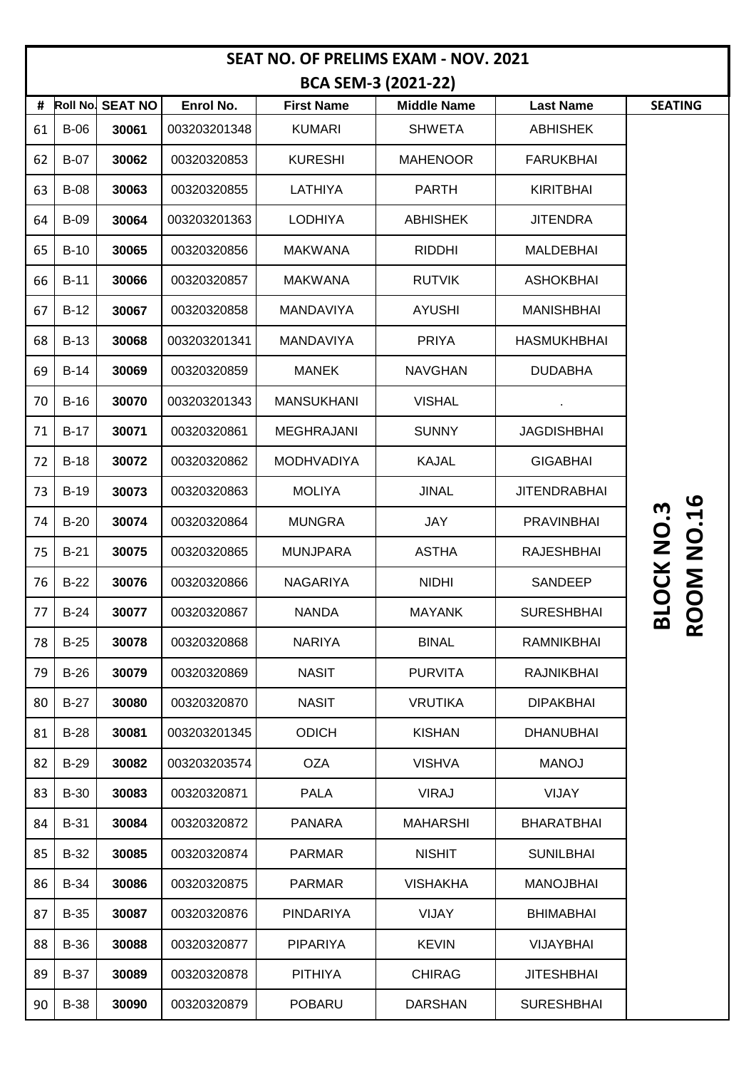# SEAT NO. OF PRELIMS EXAM - NOV. 2021

## BCA SEM-3 (2021-22)

| # | Roll No. | SEAT NO | Enrol No. | First Name | Middle Name | Last Name | SEATING |
|---|---|---|---|---|---|---|---|
| 61 | B-06 | **30061** | 003203201348 | KUMARI | SHWETA | ABHISHEK | **BLOCK NO.3 ROOM NO.16** |
| 62 | B-07 | **30062** | 00320320853 | KURESHI | MAHENOOR | FARUKBHAI | |
| 63 | B-08 | **30063** | 00320320855 | LATHIYA | PARTH | KIRITBHAI | |
| 64 | B-09 | **30064** | 003203201363 | LODHIYA | ABHISHEK | JITENDRA | |
| 65 | B-10 | **30065** | 00320320856 | MAKWANA | RIDDHI | MALDEBHAI | |
| 66 | B-11 | **30066** | 00320320857 | MAKWANA | RUTVIK | ASHOKBHAI | |
| 67 | B-12 | **30067** | 00320320858 | MANDAVIYA | AYUSHI | MANISHBHAI | |
| 68 | B-13 | **30068** | 003203201341 | MANDAVIYA | PRIYA | HASMUKHBHAI | |
| 69 | B-14 | **30069** | 00320320859 | MANEK | NAVGHAN | DUDABHA | |
| 70 | B-16 | **30070** | 003203201343 | MANSUKHANI | VISHAL | . | |
| 71 | B-17 | **30071** | 00320320861 | MEGHRAJANI | SUNNY | JAGDISHBHAI | |
| 72 | B-18 | **30072** | 00320320862 | MODHVADIYA | KAJAL | GIGABHAI | |
| 73 | B-19 | **30073** | 00320320863 | MOLIYA | JINAL | JITENDRABHAI | |
| 74 | B-20 | **30074** | 00320320864 | MUNGRA | JAY | PRAVINBHAI | |
| 75 | B-21 | **30075** | 00320320865 | MUNJPARA | ASTHA | RAJESHBHAI | |
| 76 | B-22 | **30076** | 00320320866 | NAGARIYA | NIDHI | SANDEEP | |
| 77 | B-24 | **30077** | 00320320867 | NANDA | MAYANK | SURESHBHAI | |
| 78 | B-25 | **30078** | 00320320868 | NARIYA | BINAL | RAMNIKBHAI | |
| 79 | B-26 | **30079** | 00320320869 | NASIT | PURVITA | RAJNIKBHAI | |
| 80 | B-27 | **30080** | 00320320870 | NASIT | VRUTIKA | DIPAKBHAI | |
| 81 | B-28 | **30081** | 003203201345 | ODICH | KISHAN | DHANUBHAI | |
| 82 | B-29 | **30082** | 003203203574 | OZA | VISHVA | MANOJ | |
| 83 | B-30 | **30083** | 00320320871 | PALA | VIRAJ | VIJAY | |
| 84 | B-31 | **30084** | 00320320872 | PANARA | MAHARSHI | BHARATBHAI | |
| 85 | B-32 | **30085** | 00320320874 | PARMAR | NISHIT | SUNILBHAI | |
| 86 | B-34 | **30086** | 00320320875 | PARMAR | VISHAKHA | MANOJBHAI | |
| 87 | B-35 | **30087** | 00320320876 | PINDARIYA | VIJAY | BHIMABHAI | |
| 88 | B-36 | **30088** | 00320320877 | PIPARIYA | KEVIN | VIJAYBHAI | |
| 89 | B-37 | **30089** | 00320320878 | PITHIYA | CHIRAG | JITESHBHAI | |
| 90 | B-38 | **30090** | 00320320879 | POBARU | DARSHAN | SURESHBHAI | |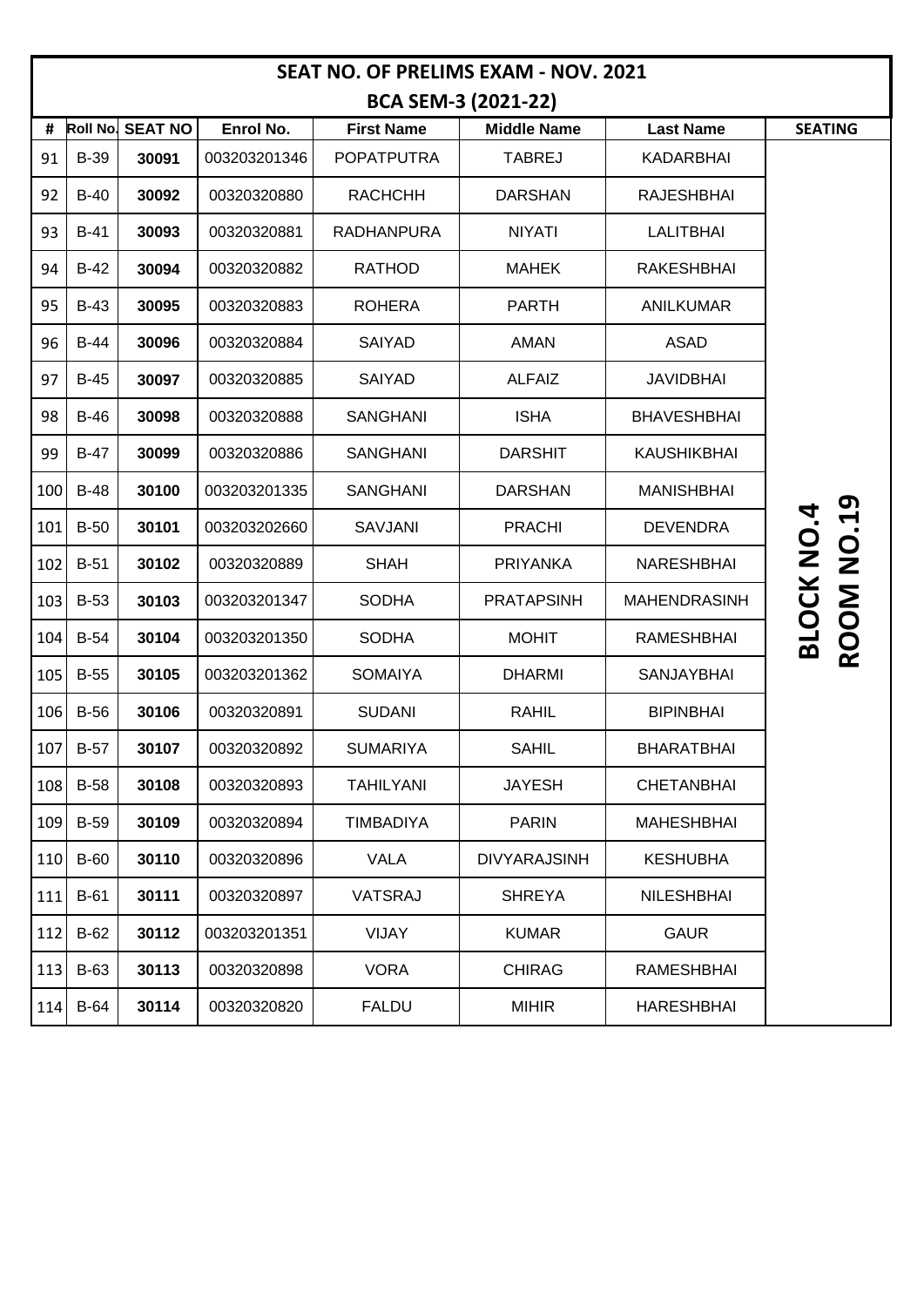# SEAT NO. OF PRELIMS EXAM - NOV. 2021

## BCA SEM-3 (2021-22)

| # | Roll No. | SEAT NO | Enrol No. | First Name | Middle Name | Last Name | SEATING |
|---|---|---|---|---|---|---|---|
| 91 | B-39 | 30091 | 003203201346 | POPATPUTRA | TABREJ | KADARBHAI | BLOCK NO.4 ROOM NO.19 |
| 92 | B-40 | 30092 | 00320320880 | RACHCHH | DARSHAN | RAJESHBHAI | |
| 93 | B-41 | 30093 | 00320320881 | RADHANPURA | NIYATI | LALITBHAI | |
| 94 | B-42 | 30094 | 00320320882 | RATHOD | MAHEK | RAKESHBHAI | |
| 95 | B-43 | 30095 | 00320320883 | ROHERA | PARTH | ANILKUMAR | |
| 96 | B-44 | 30096 | 00320320884 | SAIYAD | AMAN | ASAD | |
| 97 | B-45 | 30097 | 00320320885 | SAIYAD | ALFAIZ | JAVIDBHAI | |
| 98 | B-46 | 30098 | 00320320888 | SANGHANI | ISHA | BHAVESHBHAI | |
| 99 | B-47 | 30099 | 00320320886 | SANGHANI | DARSHIT | KAUSHIKBHAI | |
| 100 | B-48 | 30100 | 003203201335 | SANGHANI | DARSHAN | MANISHBHAI | |
| 101 | B-50 | 30101 | 003203202660 | SAVJANI | PRACHI | DEVENDRA | |
| 102 | B-51 | 30102 | 00320320889 | SHAH | PRIYANKA | NARESHBHAI | |
| 103 | B-53 | 30103 | 003203201347 | SODHA | PRATAPSINH | MAHENDRASINH | |
| 104 | B-54 | 30104 | 003203201350 | SODHA | MOHIT | RAMESHBHAI | |
| 105 | B-55 | 30105 | 003203201362 | SOMAIYA | DHARMI | SANJAYBHAI | |
| 106 | B-56 | 30106 | 00320320891 | SUDANI | RAHIL | BIPINBHAI | |
| 107 | B-57 | 30107 | 00320320892 | SUMARIYA | SAHIL | BHARATBHAI | |
| 108 | B-58 | 30108 | 00320320893 | TAHILYANI | JAYESH | CHETANBHAI | |
| 109 | B-59 | 30109 | 00320320894 | TIMBADIYA | PARIN | MAHESHBHAI | |
| 110 | B-60 | 30110 | 00320320896 | VALA | DIVYARAJSINH | KESHUBHA | |
| 111 | B-61 | 30111 | 00320320897 | VATSRAJ | SHREYA | NILESHBHAI | |
| 112 | B-62 | 30112 | 003203201351 | VIJAY | KUMAR | GAUR | |
| 113 | B-63 | 30113 | 00320320898 | VORA | CHIRAG | RAMESHBHAI | |
| 114 | B-64 | 30114 | 00320320820 | FALDU | MIHIR | HARESHBHAI | |